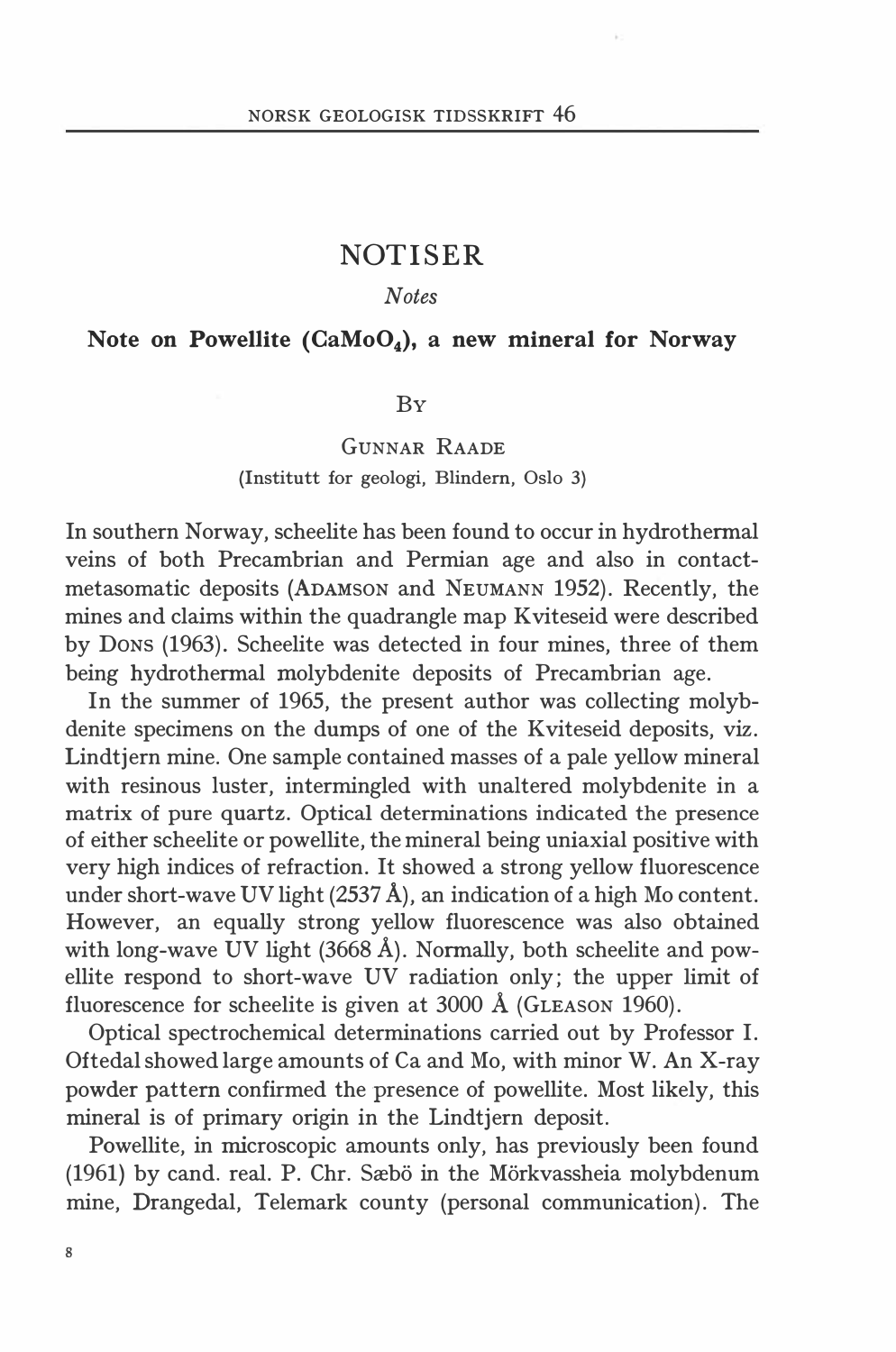# NOTISER

*Notes*

## Note on Powellite ($CaMoO_4$), a new mineral for Norway

By

GUNNAR RAADE

(Institutt for geologi, Blindern, Oslo 3)

In southern Norway, scheelite has been found to occur in hydrothermal veins of both Precambrian and Permian age and also in contact-metasomatic deposits (ADAMSON and NEUMANN 1952). Recently, the mines and claims within the quadrangle map Kviteseid were described by DONS (1963). Scheelite was detected in four mines, three of them being hydrothermal molybdenite deposits of Precambrian age.

In the summer of 1965, the present author was collecting molybdenite specimens on the dumps of one of the Kviteseid deposits, viz. Lindtjern mine. One sample contained masses of a pale yellow mineral with resinous luster, intermingled with unaltered molybdenite in a matrix of pure quartz. Optical determinations indicated the presence of either scheelite or powellite, the mineral being uniaxial positive with very high indices of refraction. It showed a strong yellow fluorescence under short-wave UV light (2537 Å), an indication of a high Mo content. However, an equally strong yellow fluorescence was also obtained with long-wave UV light (3668 Å). Normally, both scheelite and powellite respond to short-wave UV radiation only; the upper limit of fluorescence for scheelite is given at 3000 Å (GLEASON 1960).

Optical spectrochemical determinations carried out by Professor I. Oftedal showed large amounts of Ca and Mo, with minor W. An X-ray powder pattern confirmed the presence of powellite. Most likely, this mineral is of primary origin in the Lindtjern deposit.

Powellite, in microscopic amounts only, has previously been found (1961) by cand. real. P. Chr. Sæbö in the Mörkvassheia molybdenum mine, Drangedal, Telemark county (personal communication). The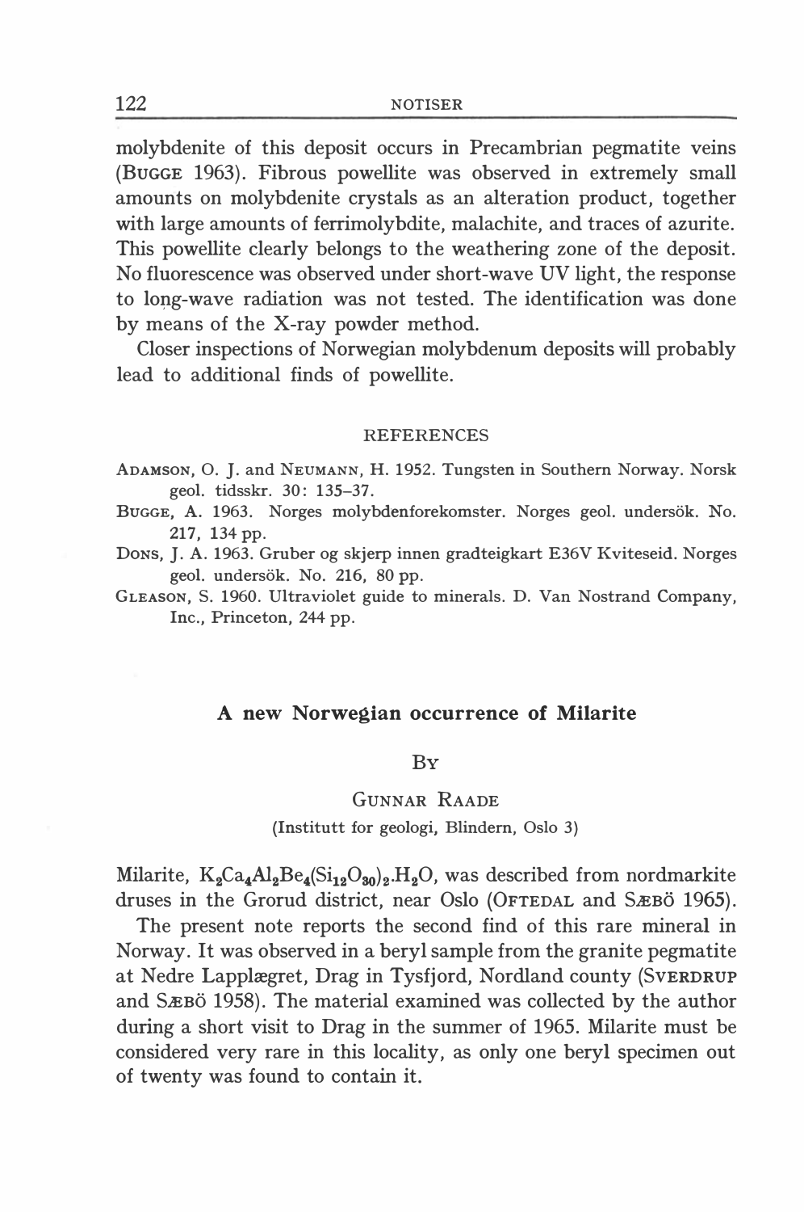molybdenite of this deposit occurs in Precambrian pegmatite veins (BUGGE 1963). Fibrous powellite was observed in extremely small amounts on molybdenite crystals as an alteration product, together with large amounts of ferrimolybdite, malachite, and traces of azurite. This powellite clearly belongs to the weathering zone of the deposit. No fluorescence was observed under short-wave UV light, the response to long-wave radiation was not tested. The identification was done by means of the X-ray powder method.

Closer inspections of Norwegian molybdenum deposits will probably lead to additional finds of powellite.

## REFERENCES

ADAMSON, O. J. and NEUMANN, H. 1952. Tungsten in Southern Norway. Norsk geol. tidsskr. 30: 135–37.

BUGGE, A. 1963. Norges molybdenforekomster. Norges geol. undersök. No. 217, 134 pp.

DONS, J. A. 1963. Gruber og skjerp innen gradteigkart E36V Kviteseid. Norges geol. undersök. No. 216, 80 pp.

GLEASON, S. 1960. Ultraviolet guide to minerals. D. Van Nostrand Company, Inc., Princeton, 244 pp.

# A new Norwegian occurrence of Milarite

BY

GUNNAR RAADE

(Institutt for geologi, Blindern, Oslo 3)

Milarite, $K_2Ca_4Al_2Be_4(Si_{12}O_{30})_2.H_2O$, was described from nordmarkite druses in the Grorud district, near Oslo (OFTEDAL and SÆBÖ 1965).

The present note reports the second find of this rare mineral in Norway. It was observed in a beryl sample from the granite pegmatite at Nedre Lapplægret, Drag in Tysfjord, Nordland county (SVERDRUP and SÆBÖ 1958). The material examined was collected by the author during a short visit to Drag in the summer of 1965. Milarite must be considered very rare in this locality, as only one beryl specimen out of twenty was found to contain it.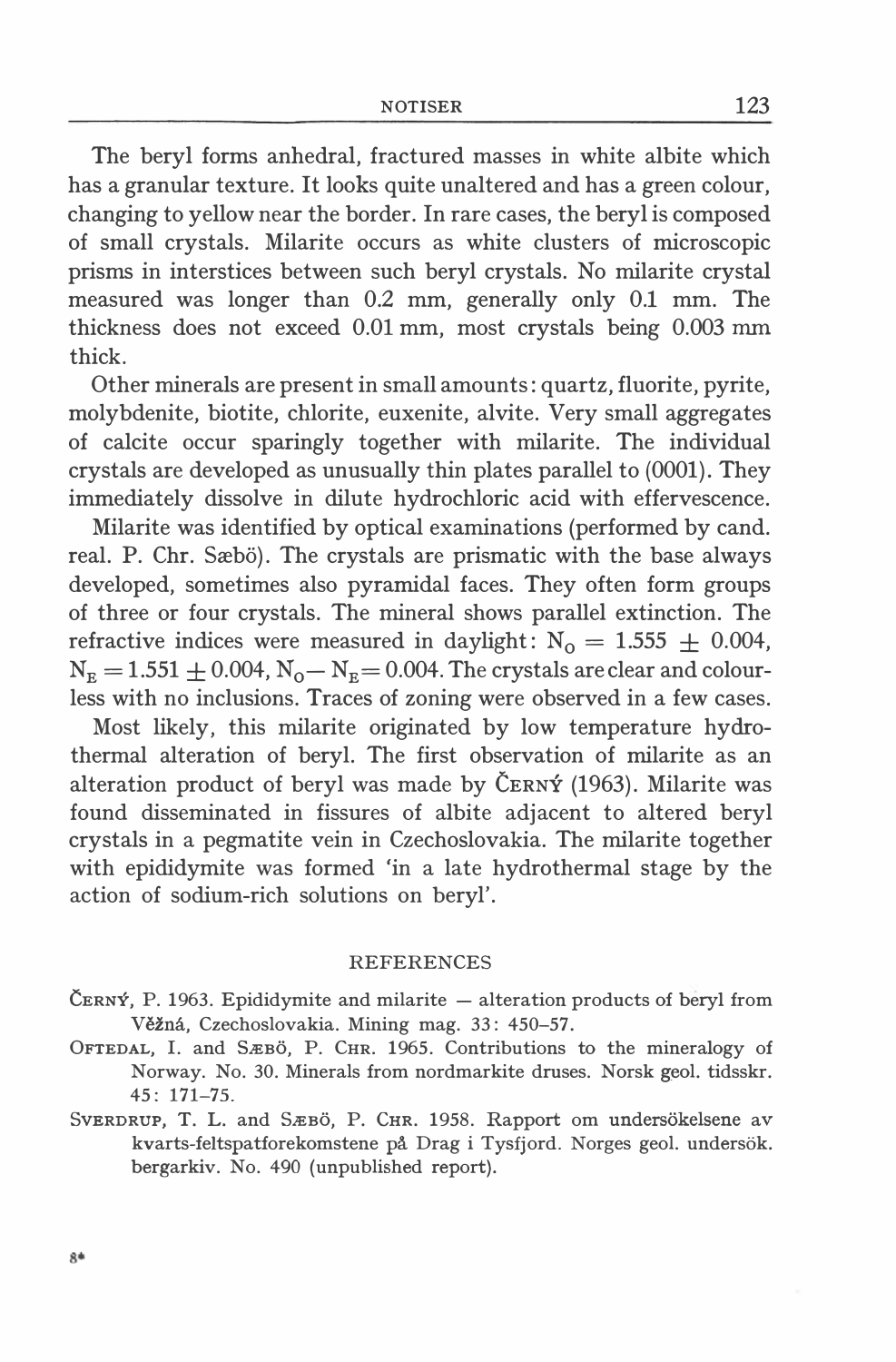The beryl forms anhedral, fractured masses in white albite which has a granular texture. It looks quite unaltered and has a green colour, changing to yellow near the border. In rare cases, the beryl is composed of small crystals. Milarite occurs as white clusters of microscopic prisms in interstices between such beryl crystals. No milarite crystal measured was longer than 0.2 mm, generally only 0.1 mm. The thickness does not exceed 0.01 mm, most crystals being 0.003 mm thick.

Other minerals are present in small amounts: quartz, fluorite, pyrite, molybdenite, biotite, chlorite, euxenite, alvite. Very small aggregates of calcite occur sparingly together with milarite. The individual crystals are developed as unusually thin plates parallel to (0001). They immediately dissolve in dilute hydrochloric acid with effervescence.

Milarite was identified by optical examinations (performed by cand. real. P. Chr. Sæbö). The crystals are prismatic with the base always developed, sometimes also pyramidal faces. They often form groups of three or four crystals. The mineral shows parallel extinction. The refractive indices were measured in daylight: $N_O = 1.555 \pm 0.004$, $N_E = 1.551 \pm 0.004$, $N_O - N_E = 0.004$. The crystals are clear and colourless with no inclusions. Traces of zoning were observed in a few cases.

Most likely, this milarite originated by low temperature hydrothermal alteration of beryl. The first observation of milarite as an alteration product of beryl was made by Černý (1963). Milarite was found disseminated in fissures of albite adjacent to altered beryl crystals in a pegmatite vein in Czechoslovakia. The milarite together with epididymite was formed 'in a late hydrothermal stage by the action of sodium-rich solutions on beryl'.

## REFERENCES

Černý, P. 1963. Epididymite and milarite — alteration products of beryl from Věžná, Czechoslovakia. Mining mag. 33: 450–57.

Oftedal, I. and Sæbö, P. Chr. 1965. Contributions to the mineralogy of Norway. No. 30. Minerals from nordmarkite druses. Norsk geol. tidsskr. 45: 171–75.

Sverdrup, T. L. and Sæbö, P. Chr. 1958. Rapport om undersökelsene av kvarts-feltspatforekomstene på Drag i Tysfjord. Norges geol. undersök. bergarkiv. No. 490 (unpublished report).